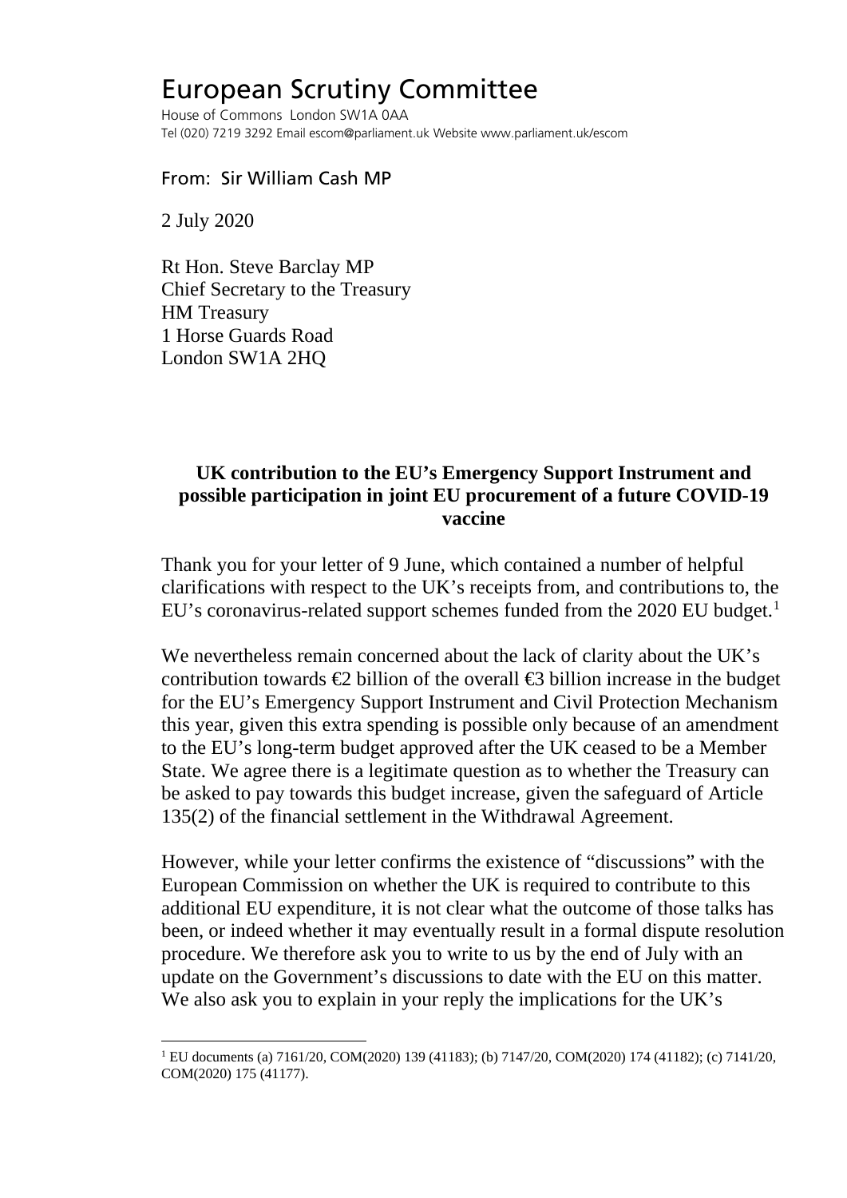# European Scrutiny Committee

House of Commons London SW1A 0AA
Tel (020) 7219 3292 Email escom@parliament.uk Website www.parliament.uk/escom

From: Sir William Cash MP

2 July 2020

Rt Hon. Steve Barclay MP
Chief Secretary to the Treasury
HM Treasury
1 Horse Guards Road
London SW1A 2HQ

**UK contribution to the EU's Emergency Support Instrument and possible participation in joint EU procurement of a future COVID-19 vaccine**

Thank you for your letter of 9 June, which contained a number of helpful clarifications with respect to the UK's receipts from, and contributions to, the EU's coronavirus-related support schemes funded from the 2020 EU budget.[1]

We nevertheless remain concerned about the lack of clarity about the UK's contribution towards €2 billion of the overall €3 billion increase in the budget for the EU's Emergency Support Instrument and Civil Protection Mechanism this year, given this extra spending is possible only because of an amendment to the EU's long-term budget approved after the UK ceased to be a Member State. We agree there is a legitimate question as to whether the Treasury can be asked to pay towards this budget increase, given the safeguard of Article 135(2) of the financial settlement in the Withdrawal Agreement.

However, while your letter confirms the existence of "discussions" with the European Commission on whether the UK is required to contribute to this additional EU expenditure, it is not clear what the outcome of those talks has been, or indeed whether it may eventually result in a formal dispute resolution procedure. We therefore ask you to write to us by the end of July with an update on the Government's discussions to date with the EU on this matter. We also ask you to explain in your reply the implications for the UK's

[1] EU documents (a) 7161/20, COM(2020) 139 (41183); (b) 7147/20, COM(2020) 174 (41182); (c) 7141/20, COM(2020) 175 (41177).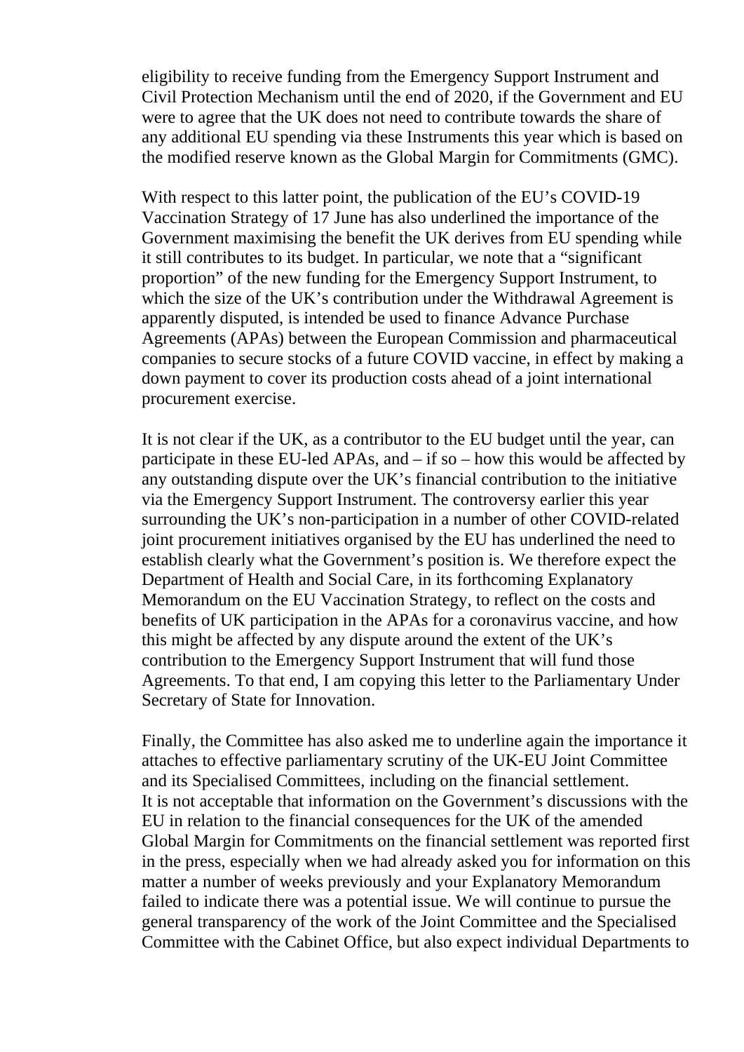eligibility to receive funding from the Emergency Support Instrument and Civil Protection Mechanism until the end of 2020, if the Government and EU were to agree that the UK does not need to contribute towards the share of any additional EU spending via these Instruments this year which is based on the modified reserve known as the Global Margin for Commitments (GMC).

With respect to this latter point, the publication of the EU's COVID-19 Vaccination Strategy of 17 June has also underlined the importance of the Government maximising the benefit the UK derives from EU spending while it still contributes to its budget. In particular, we note that a "significant proportion" of the new funding for the Emergency Support Instrument, to which the size of the UK's contribution under the Withdrawal Agreement is apparently disputed, is intended be used to finance Advance Purchase Agreements (APAs) between the European Commission and pharmaceutical companies to secure stocks of a future COVID vaccine, in effect by making a down payment to cover its production costs ahead of a joint international procurement exercise.

It is not clear if the UK, as a contributor to the EU budget until the year, can participate in these EU-led APAs, and – if so – how this would be affected by any outstanding dispute over the UK's financial contribution to the initiative via the Emergency Support Instrument. The controversy earlier this year surrounding the UK's non-participation in a number of other COVID-related joint procurement initiatives organised by the EU has underlined the need to establish clearly what the Government's position is. We therefore expect the Department of Health and Social Care, in its forthcoming Explanatory Memorandum on the EU Vaccination Strategy, to reflect on the costs and benefits of UK participation in the APAs for a coronavirus vaccine, and how this might be affected by any dispute around the extent of the UK's contribution to the Emergency Support Instrument that will fund those Agreements. To that end, I am copying this letter to the Parliamentary Under Secretary of State for Innovation.

Finally, the Committee has also asked me to underline again the importance it attaches to effective parliamentary scrutiny of the UK-EU Joint Committee and its Specialised Committees, including on the financial settlement. It is not acceptable that information on the Government's discussions with the EU in relation to the financial consequences for the UK of the amended Global Margin for Commitments on the financial settlement was reported first in the press, especially when we had already asked you for information on this matter a number of weeks previously and your Explanatory Memorandum failed to indicate there was a potential issue. We will continue to pursue the general transparency of the work of the Joint Committee and the Specialised Committee with the Cabinet Office, but also expect individual Departments to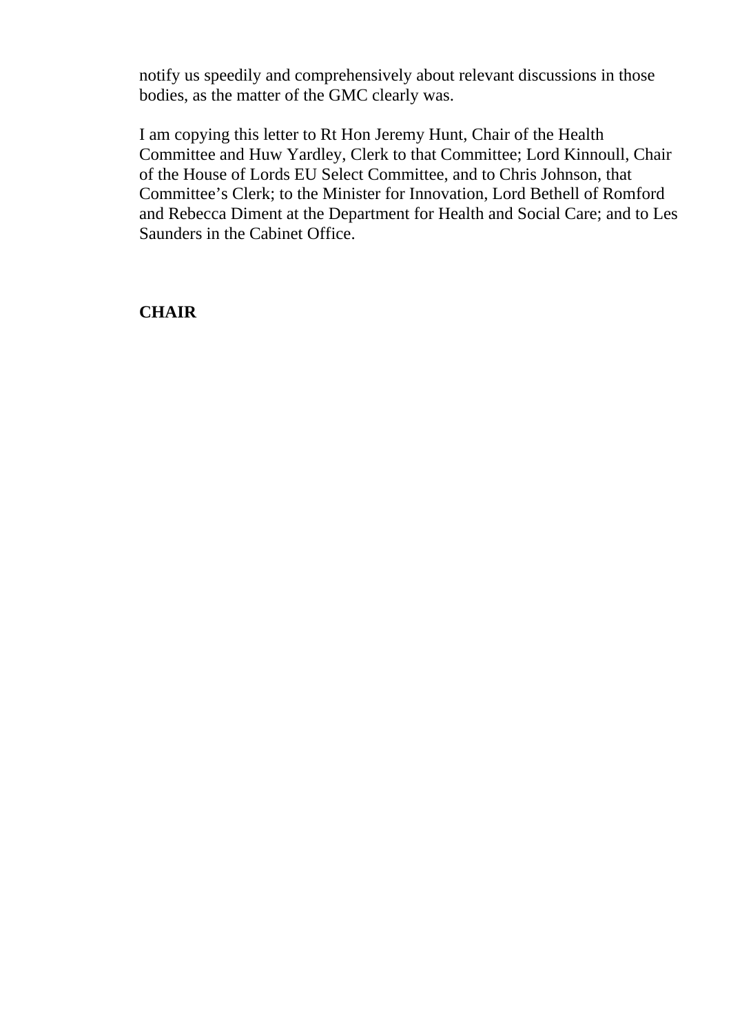notify us speedily and comprehensively about relevant discussions in those bodies, as the matter of the GMC clearly was.

I am copying this letter to Rt Hon Jeremy Hunt, Chair of the Health Committee and Huw Yardley, Clerk to that Committee; Lord Kinnoull, Chair of the House of Lords EU Select Committee, and to Chris Johnson, that Committee's Clerk; to the Minister for Innovation, Lord Bethell of Romford and Rebecca Diment at the Department for Health and Social Care; and to Les Saunders in the Cabinet Office.

**CHAIR**